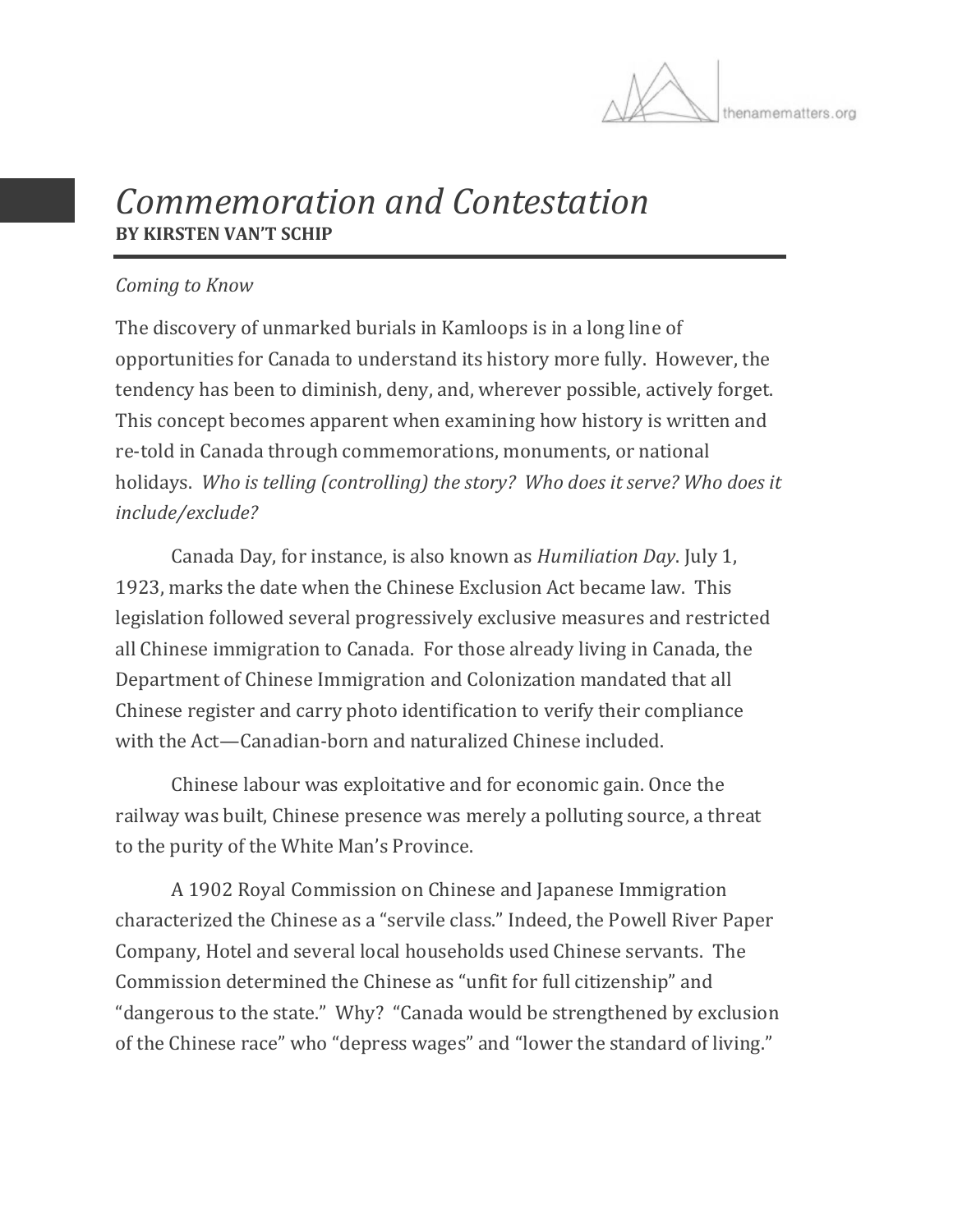# *Commemoration and Contestation*

**BY KIRSTEN VAN'T SCHIP**

*Coming to Know*

The discovery of unmarked burials in Kamloops is in a long line of opportunities for Canada to understand its history more fully. However, the tendency has been to diminish, deny, and, wherever possible, actively forget. This concept becomes apparent when examining how history is written and re-told in Canada through commemorations, monuments, or national holidays. *Who is telling (controlling) the story? Who does it serve? Who does it include/exclude?*

Canada Day, for instance, is also known as *Humiliation Day*. July 1, 1923, marks the date when the Chinese Exclusion Act became law. This legislation followed several progressively exclusive measures and restricted all Chinese immigration to Canada. For those already living in Canada, the Department of Chinese Immigration and Colonization mandated that all Chinese register and carry photo identification to verify their compliance with the Act—Canadian-born and naturalized Chinese included.

Chinese labour was exploitative and for economic gain. Once the railway was built, Chinese presence was merely a polluting source, a threat to the purity of the White Man's Province.

A 1902 Royal Commission on Chinese and Japanese Immigration characterized the Chinese as a "servile class." Indeed, the Powell River Paper Company, Hotel and several local households used Chinese servants. The Commission determined the Chinese as "unfit for full citizenship" and "dangerous to the state." Why? "Canada would be strengthened by exclusion of the Chinese race" who "depress wages" and "lower the standard of living."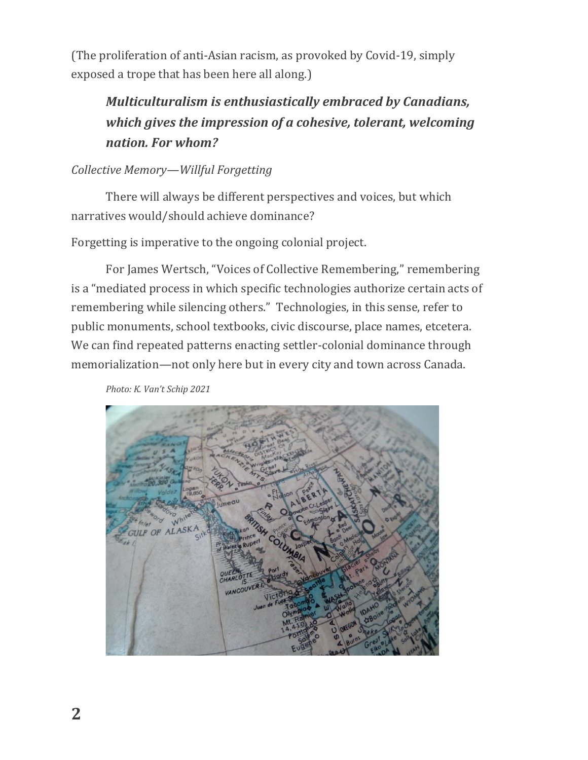(The proliferation of anti-Asian racism, as provoked by Covid-19, simply exposed a trope that has been here all along.)

> ***Multiculturalism is enthusiastically embraced by Canadians, which gives the impression of a cohesive, tolerant, welcoming nation. For whom?***

*Collective Memory—Willful Forgetting*

There will always be different perspectives and voices, but which narratives would/should achieve dominance?

Forgetting is imperative to the ongoing colonial project.

For James Wertsch, "Voices of Collective Remembering," remembering is a "mediated process in which specific technologies authorize certain acts of remembering while silencing others." Technologies, in this sense, refer to public monuments, school textbooks, civic discourse, place names, etcetera. We can find repeated patterns enacting settler-colonial dominance through memorialization—not only here but in every city and town across Canada.

*Photo: K. Van't Schip 2021*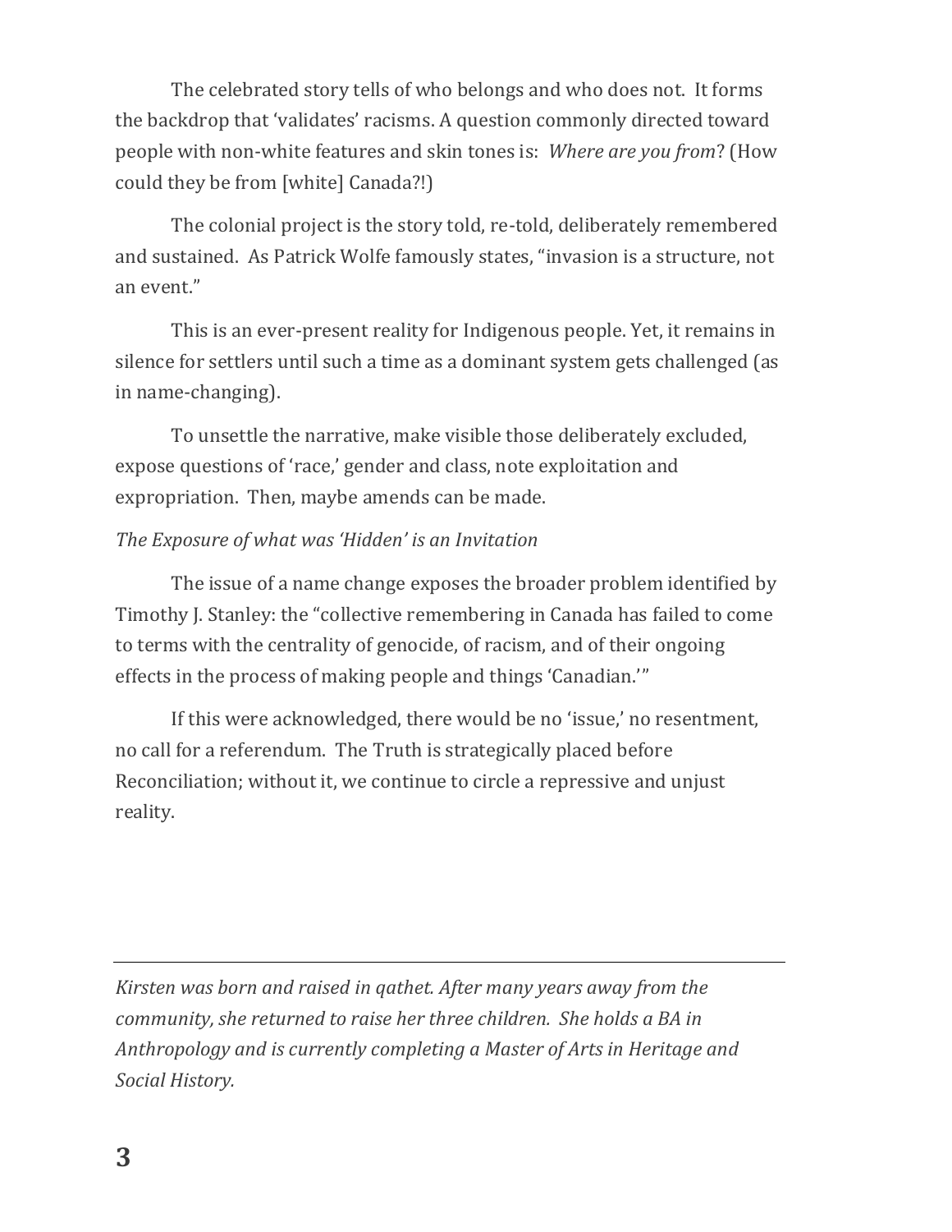The celebrated story tells of who belongs and who does not. It forms the backdrop that 'validates' racisms. A question commonly directed toward people with non-white features and skin tones is: *Where are you from*? (How could they be from [white] Canada?!)

The colonial project is the story told, re-told, deliberately remembered and sustained. As Patrick Wolfe famously states, "invasion is a structure, not an event."

This is an ever-present reality for Indigenous people. Yet, it remains in silence for settlers until such a time as a dominant system gets challenged (as in name-changing).

To unsettle the narrative, make visible those deliberately excluded, expose questions of 'race,' gender and class, note exploitation and expropriation. Then, maybe amends can be made.

*The Exposure of what was 'Hidden' is an Invitation*

The issue of a name change exposes the broader problem identified by Timothy J. Stanley: the "collective remembering in Canada has failed to come to terms with the centrality of genocide, of racism, and of their ongoing effects in the process of making people and things 'Canadian.'"

If this were acknowledged, there would be no 'issue,' no resentment, no call for a referendum. The Truth is strategically placed before Reconciliation; without it, we continue to circle a repressive and unjust reality.

---

*Kirsten was born and raised in qathet. After many years away from the community, she returned to raise her three children. She holds a BA in Anthropology and is currently completing a Master of Arts in Heritage and Social History.*